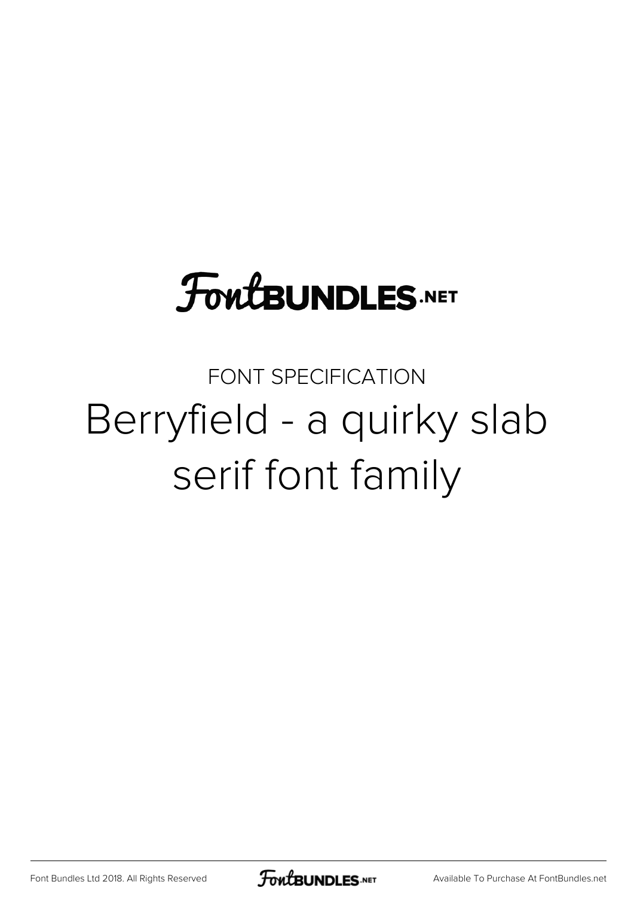FontBUNDLES.NET

FONT SPECIFICATION

# Berryfield - a quirky slab serif font family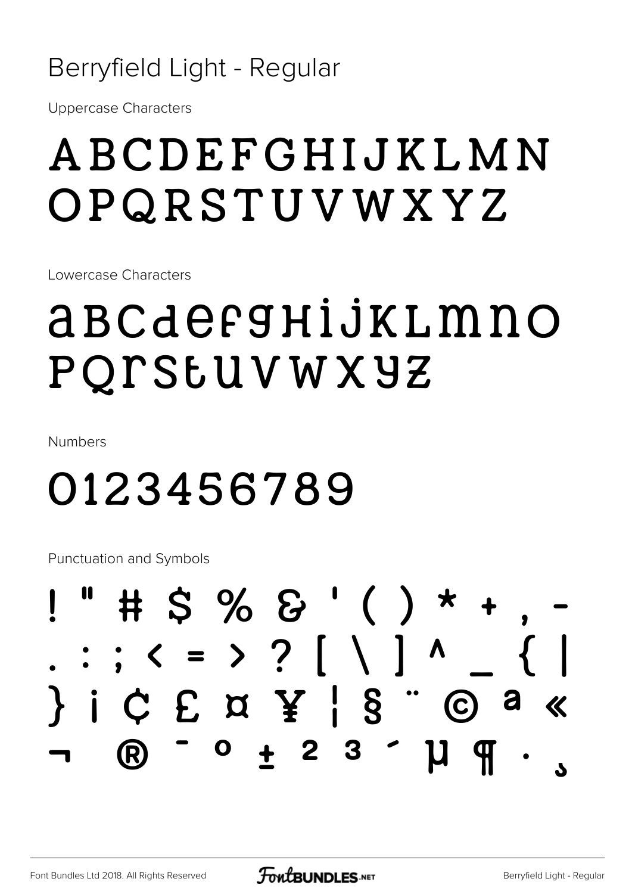# Berryfield Light - Regular

Uppercase Characters

ABCDEFGHIJKLMN
OPQRSTUVWXYZ

Lowercase Characters

abcdefghijklmno
pqrstuvwxyz

Numbers

0123456789

Punctuation and Symbols

! " # $ % & ' ( ) * + , -
. : ; < = > ? [ \ ] ^ _ { |
} ¡ ¢ £ ¤ ¥ ¦ § ¨ © ª «
¬ ® ¯ ° ± ² ³ ´ µ ¶ · ¸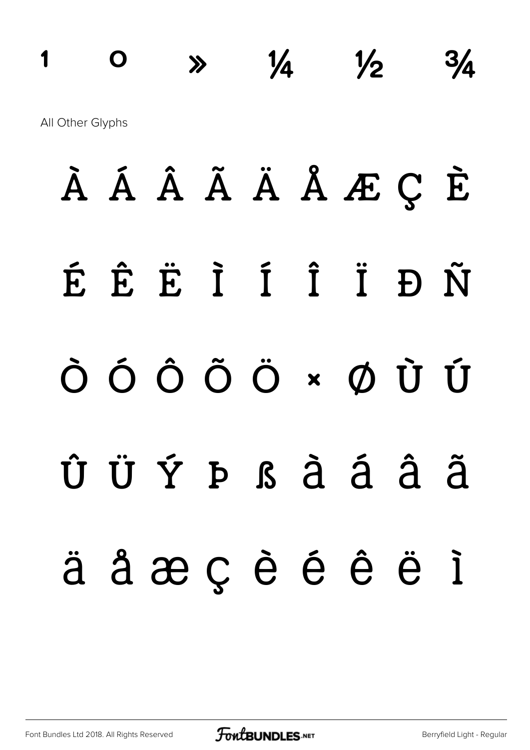1 º » ¼ ½ ¾

All Other Glyphs

À Á Â Ã Ä Å Æ Ç È

É Ê Ë Ì Í Î Ï Ð Ñ

Ò Ó Ô Õ Ö × Ø Ù Ú

Û Ü Ý Þ ß à á â ã

ä å æ ç è é ê ë ì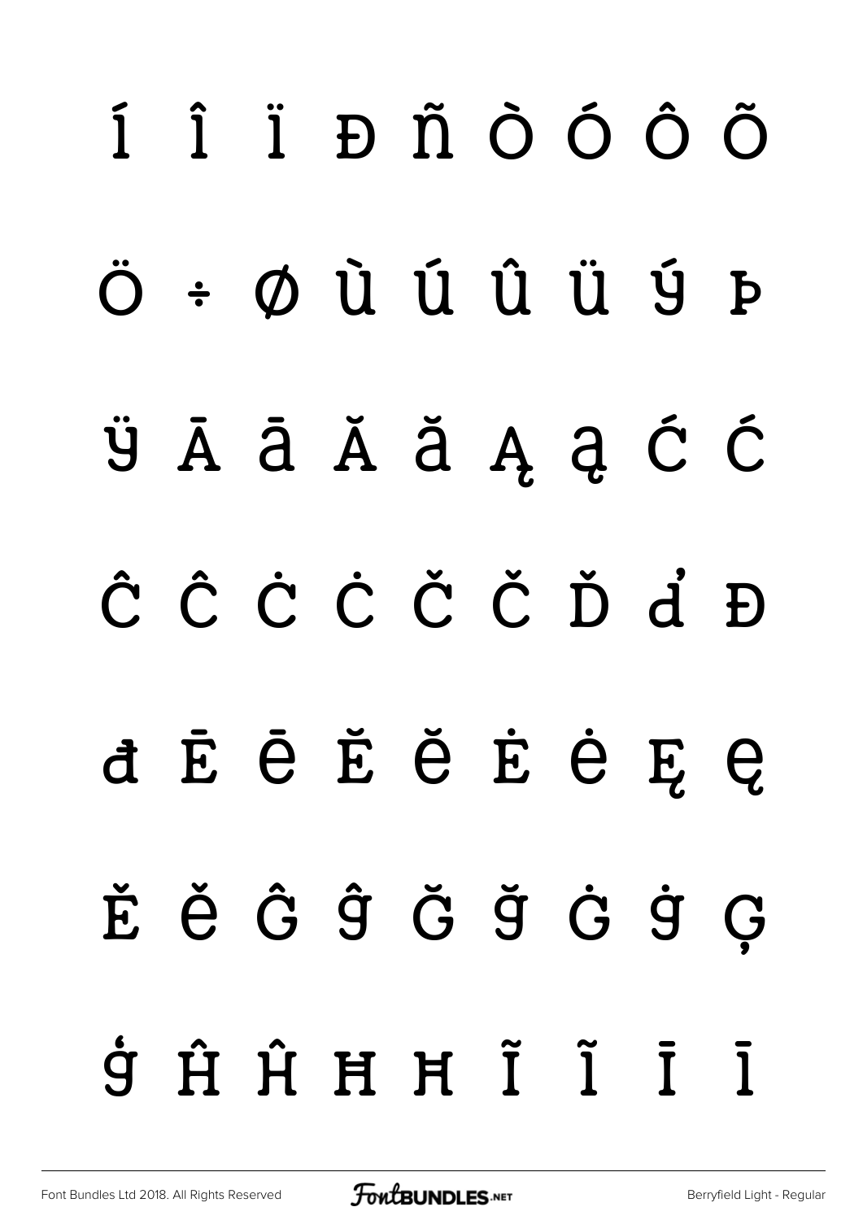Í Î Ï Ð Ñ Ò Ó Ô Õ

Ö ÷ Ø Ù Ú Û Ü Ý Þ

ÿ Ā ā Ă ă Ą ą Ć ć

Ĉ ĉ Ċ ċ Č č Ď ď Đ

đ Ē ē Ĕ ĕ Ė ė Ę ę

Ě ě Ĝ ĝ Ğ ğ Ġ ġ Ģ

ģ Ĥ ĥ Ħ ħ Ĩ ĩ Ī ī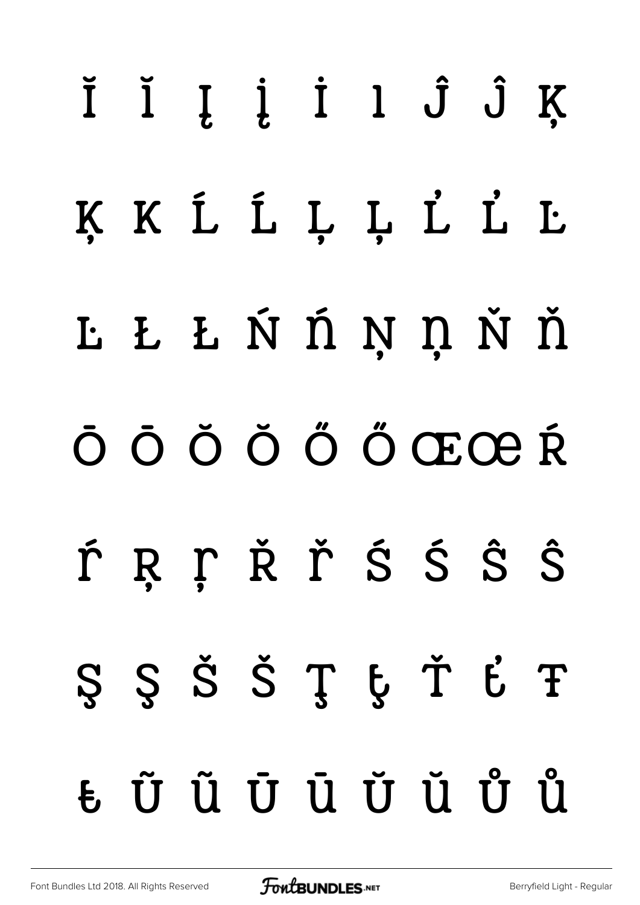Ĭ ĭ Į į İ ı Ĵ ĵ Ķ

ķ ĸ Ĺ ĺ Ļ ļ Ľ ľ Ŀ

ŀ Ł ł Ń ń Ņ ņ Ň ň

Ō ō Ŏ ŏ Ő ő Œ œ Ŕ

ŕ Ŗ ŗ Ř ř Ś ś Ŝ ŝ

Ş ş Š š Ţ ţ Ť ť Ŧ

ŧ Ũ ũ Ū ū Ŭ ŭ Ů ů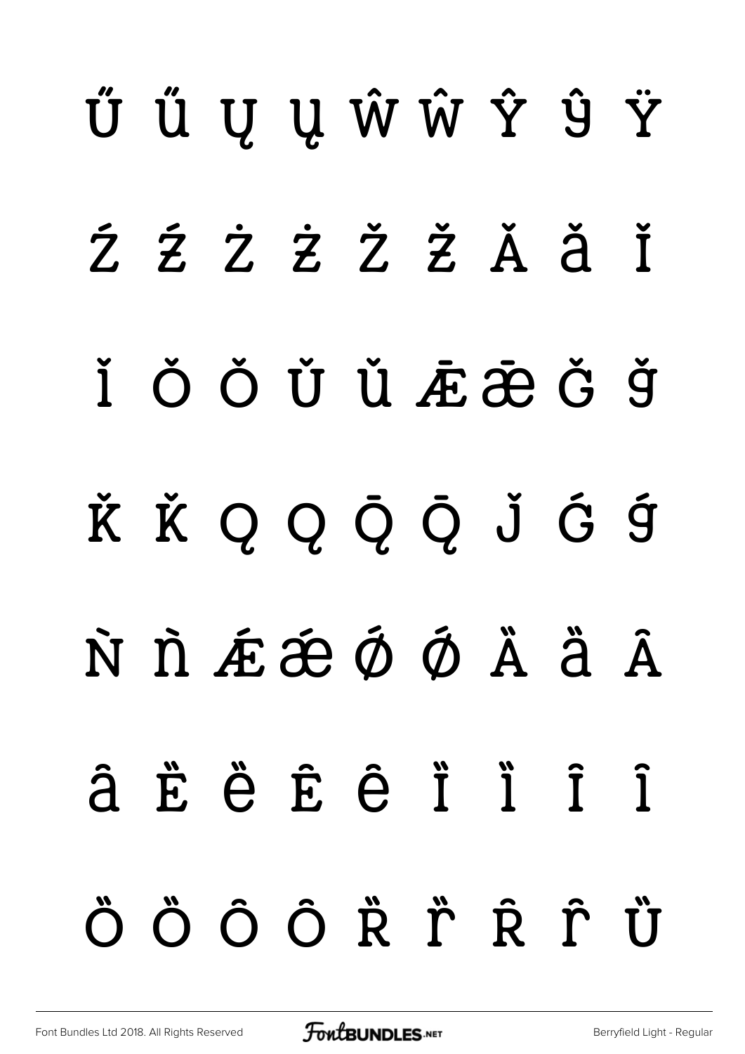Ű ű Ų ų Ŵ ŵ Ŷ ŷ Ÿ

Ź ź Ż ż Ž ž Ǎ ǎ Ǐ

ǐ Ǒ ǒ Ǔ ǔ Ǣ ǣ Ǧ ǧ

Ǩ ǩ Ǫ ǫ Ǭ ǭ ǰ Ǵ ǵ

Ǹ ǹ Ǽ ǽ Ǿ ǿ Ȁ ȁ Ȃ

ȃ Ȅ ȅ Ȇ ȇ Ȉ ȉ Ȋ ȋ

Ȍ ȍ Ȏ ȏ Ȑ ȑ Ȓ ȓ Ȕ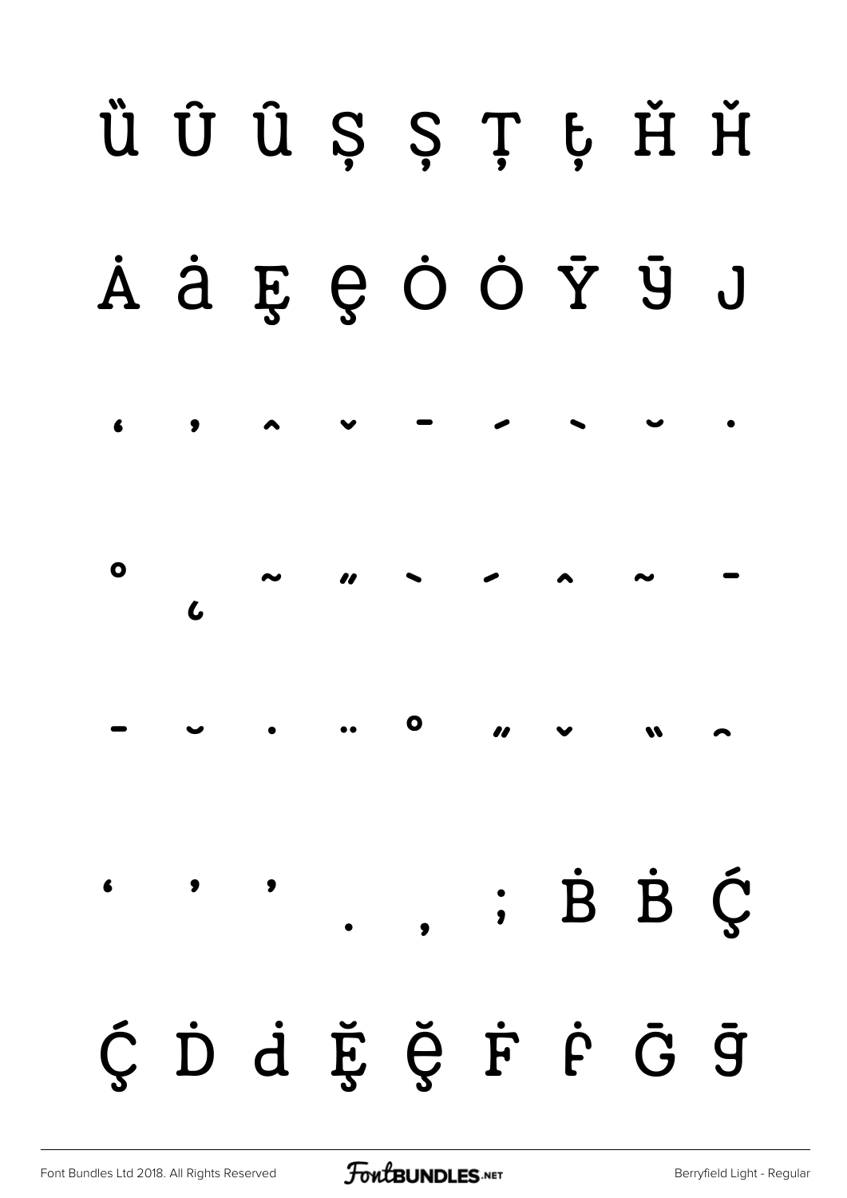Ȕ Û û Ș ș Ț ț Ȟ ȟ

Ȧ ȧ Ȩ ȩ Ȯ ȯ Ȳ ȳ ȷ

ʻ ʼ ˆ ˇ ˉ ˊ ˋ ˘ ˙

˚ ˛ ˜ ˝ ̀ ́ ̂ ̃ ̄

̄ ̆ ̇ ̈ ̊ ̋ ̌ ̏ ̑

̒ ̓ ̔ ̣ ̦ ; Ḃ ḃ Ḉ

ḉ Ḋ ḋ Ḝ ḝ Ḟ ḟ Ḡ ḡ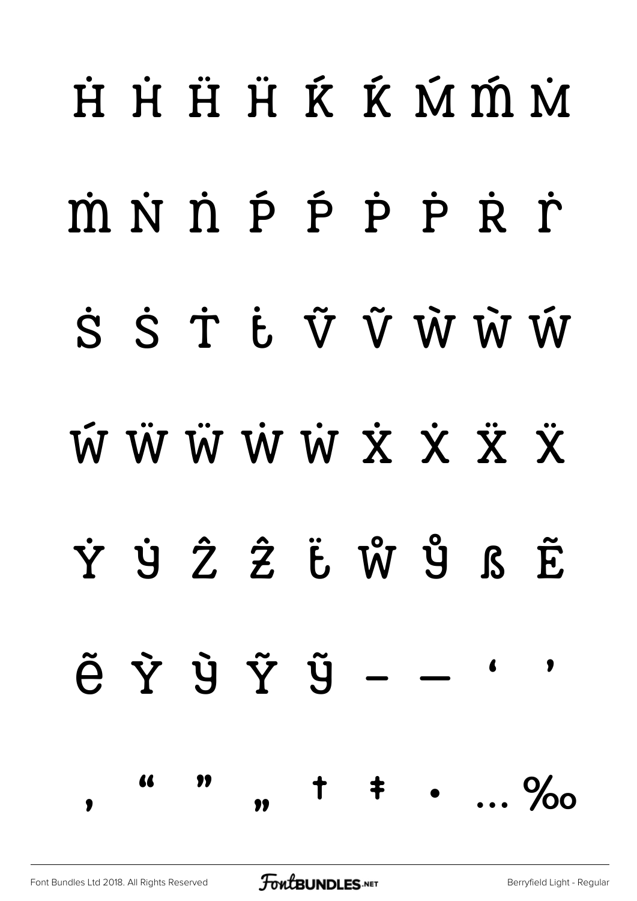Ḣ ḣ Ḧ ḧ Ḱ ḱ Ḿ ḿ Ṁ

ṁ Ṅ ṅ Ṕ ṕ Ṗ ṗ Ṙ ṙ

Ṡ ṡ Ṫ ṫ Ṽ ṽ Ẁ ẁ Ẃ

ẃ Ẅ ẅ Ẇ ẇ Ẋ ẋ Ẍ ẍ

Ẏ ẏ Ẑ ẑ ẗ ẘ ẙ ẞ Ẽ

ẽ Ỳ ỳ Ỹ ỹ – — ‘ ’

‚ “ ” „ † ‡ • … ‰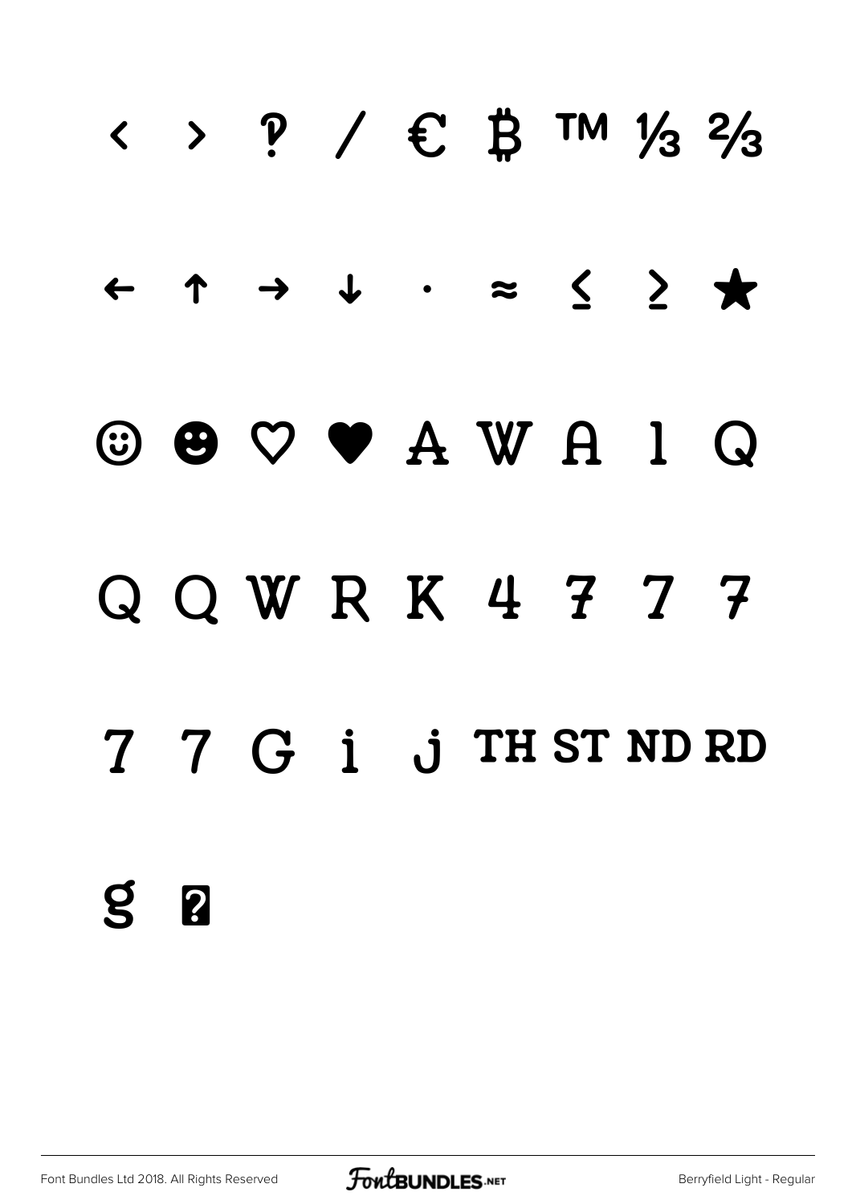< > ? / € ₿ ™ ⅓ ⅔

← ↑ → ↓ · ≈ ≤ ≥ ★

☺ ☻ ♡ ♥ A W A l Q

Q Q W R K 4 7 7 7

7 7 G i j TH ST ND RD

g ?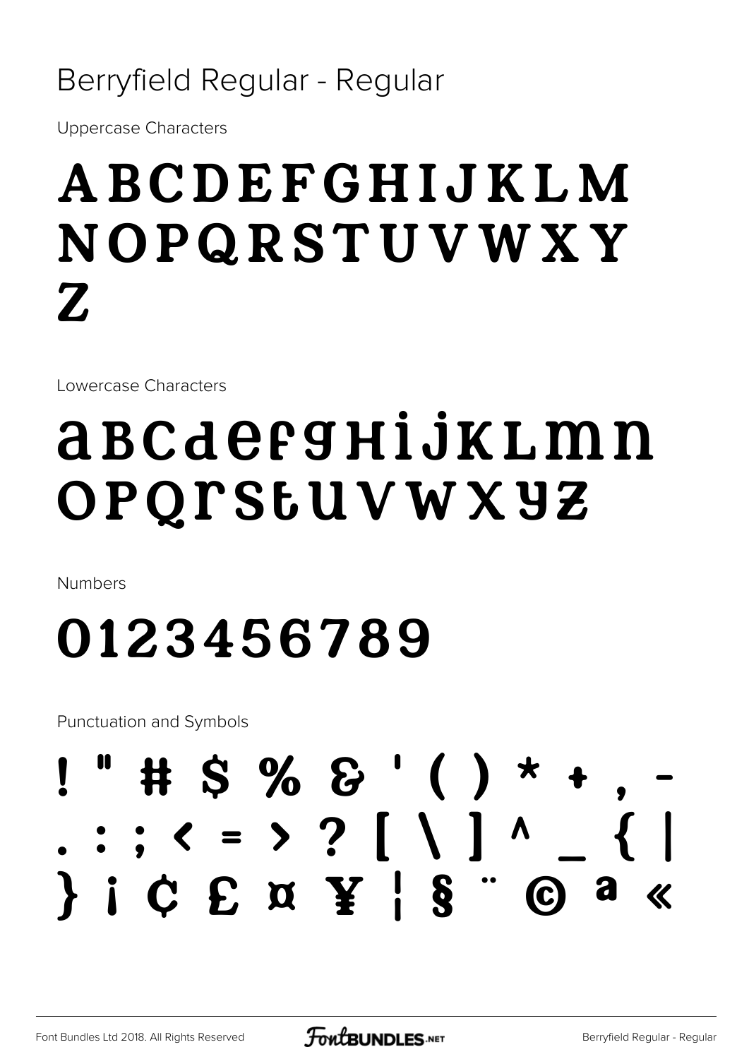Berryfield Regular - Regular

Uppercase Characters

# ABCDEFGHIJKLM NOPQRSTUVWXY Z

Lowercase Characters

# abcdefghijklmn opqrstuvwxyz

Numbers

# 0123456789

Punctuation and Symbols

# ! " # $ % & ' ( ) * + , - . : ; < = > ? [ \ ] ^ _ { | } ¡ ¢ £ ¤ ¥ ¦ § ¨ © ª «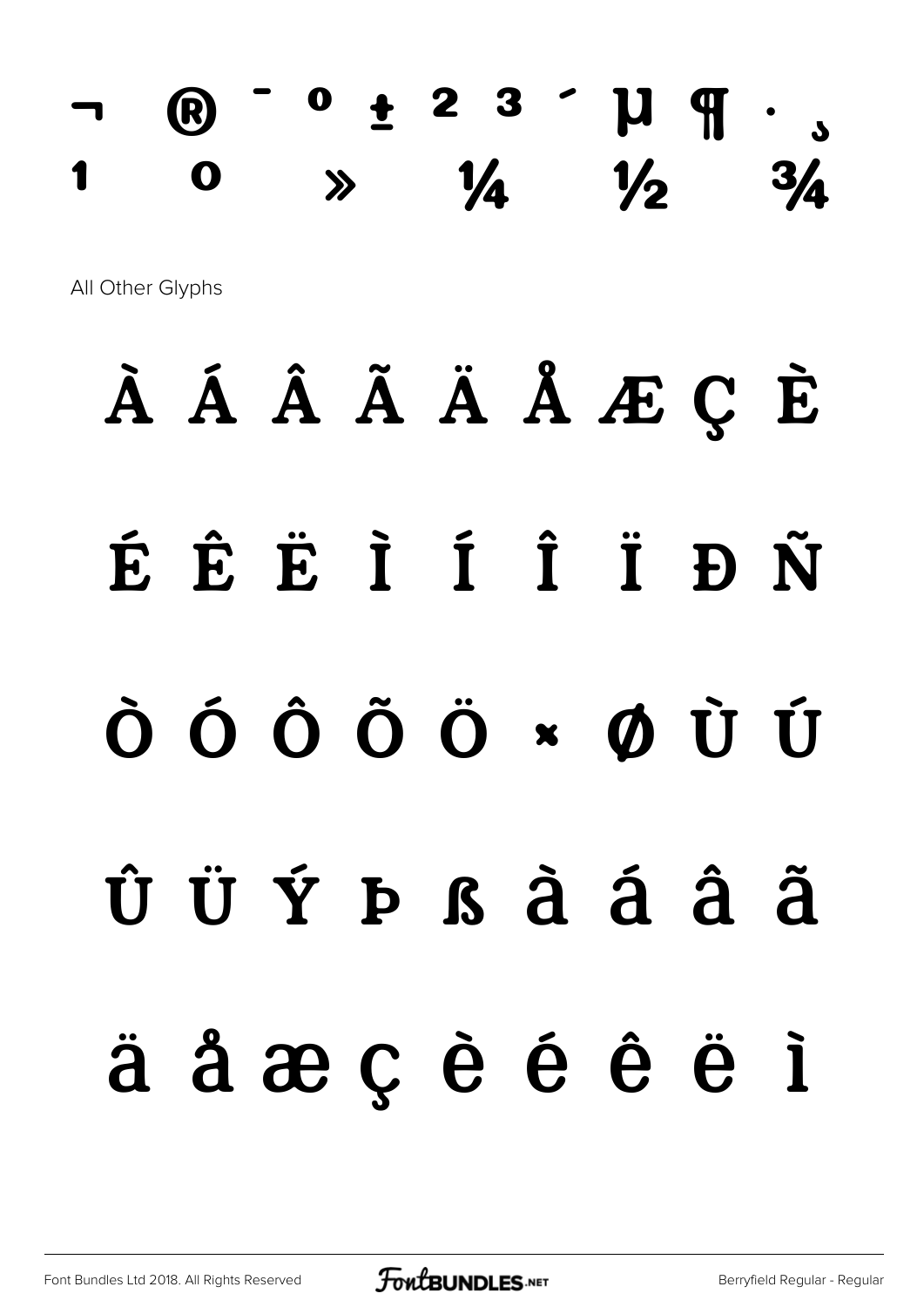¬ ® ¯ ° ± ² ³ ´ µ ¶ · ¸ ¹ º » ¼ ½ ¾

All Other Glyphs

À Á Â Ã Ä Å Æ Ç È

É Ê Ë Ì Í Î Ï Ð Ñ

Ò Ó Ô Õ Ö × Ø Ù Ú

Û Ü Ý Þ ß à á â ã

ä å æ ç è é ê ë ì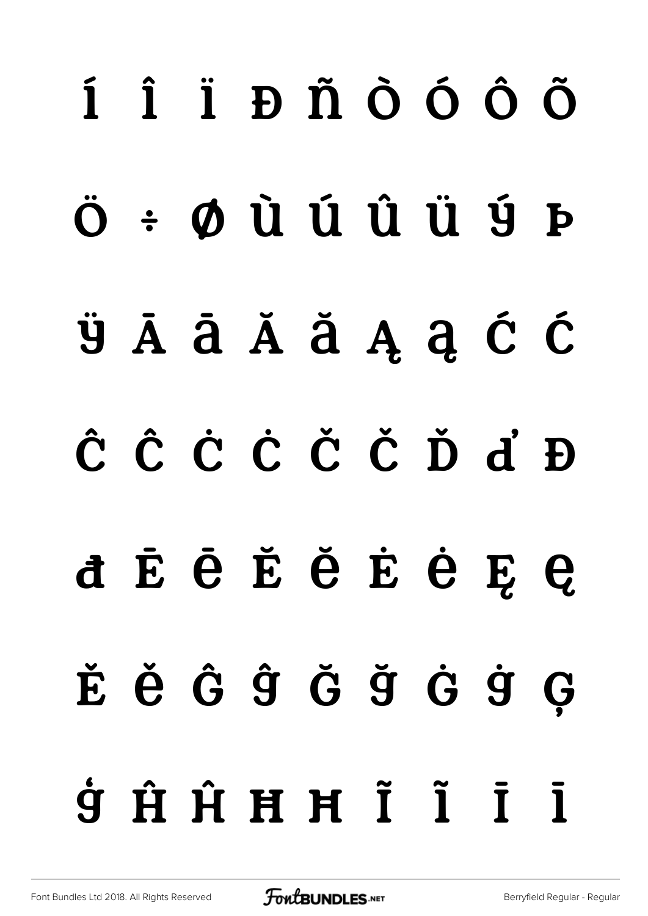Í Î Ï Ð Ñ Ò Ó Ô Õ

Ö ÷ Ø Ù Ú Û Ü Ý Þ

ÿ Ā ā Ă ă Ą ą Ć ć

Ĉ ĉ Ċ ċ Č č Ď ď Đ

đ Ē ē Ĕ ĕ Ė ė Ę ę

Ě ě Ĝ ĝ Ğ ğ Ġ ġ Ģ

ģ Ĥ ĥ Ħ ħ Ĩ ĩ Ī ī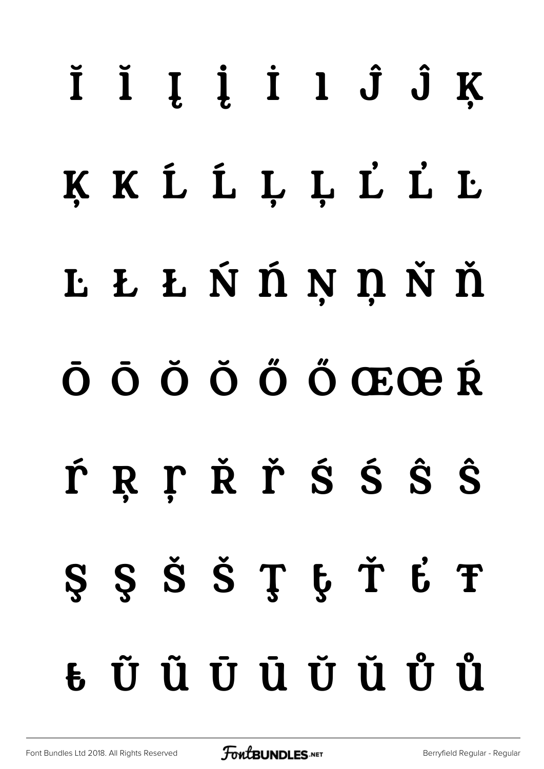Ĭ Ĭ Į į İ ı Ĵ ĵ Ķ

ķ ĸ Ĺ ĺ Ļ ļ Ľ ľ Ŀ

ŀ Ł ł Ń ń Ņ ņ Ň ň

Ō ō Ŏ ŏ Ő ő Œ œ Ŕ

ŕ Ŗ ŗ Ř ř Ś ś Ŝ ŝ

Ş ş Š š Ţ ţ Ť ť Ŧ

ŧ Ũ ũ Ū ū Ŭ ŭ Ů ů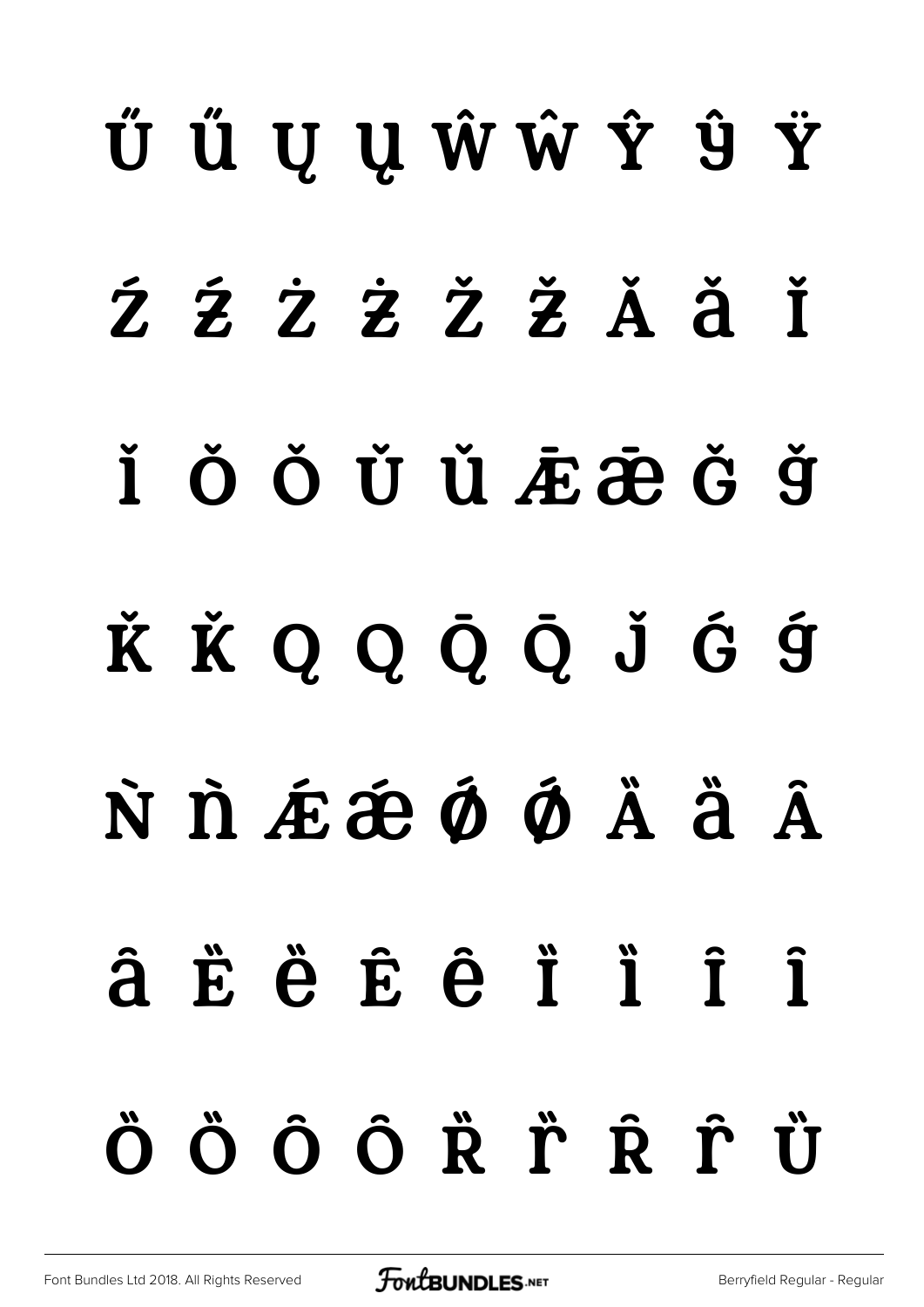Ű ű Ų ų Ŵ ŵ Ŷ ŷ Ÿ

Ź ź Ż ż Ž ž Ǎ ǎ Ǐ

ǐ Ǒ ǒ Ǔ ǔ Ǣ ǣ Ǧ ǧ

Ǩ ǩ Ǫ ǫ Ǭ ǭ ǰ Ǵ ǵ

Ǹ ǹ Ǽ ǽ Ǿ ǿ Ȁ ȁ Ȃ

ȃ Ȅ ȅ Ȇ ȇ Ȉ ȉ Ȋ ȋ

Ȍ ȍ Ȏ ȏ Ȑ ȑ Ȓ ȓ Ȕ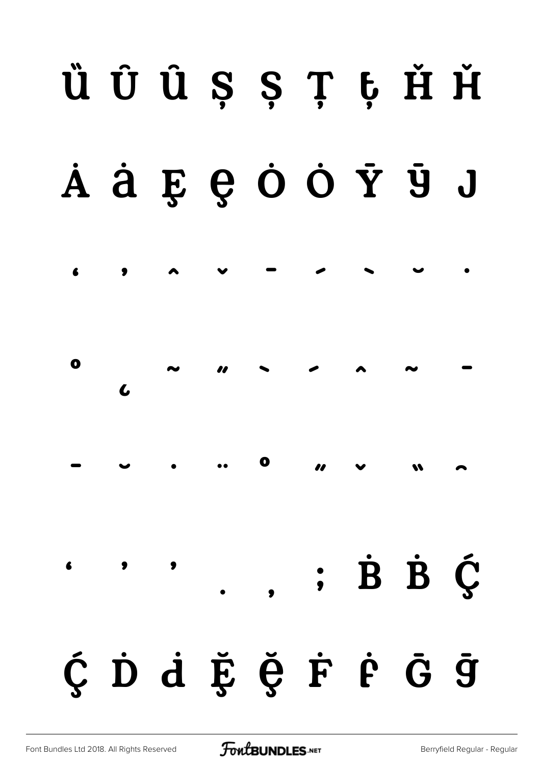Ȕ Û û Ș ș Ț ț Ȟ ȟ

Ȧ ȧ Ȩ ȩ Ȯ ȯ Ȳ ȳ J

ʻ ʼ ˆ ˇ ˉ ˊ ˋ ˘ ˙

˚ ˛ ˜ ˝ ˋ ˊ ˆ ˜ ˉ

ˉ ˘ ˙ ¨ ˚ ˝ ˇ ̏ ̑

' ' ' . , ; Ḃ ḃ Ḉ

ḉ Ḋ ḋ Ḝ ḝ Ḟ ḟ Ḡ ḡ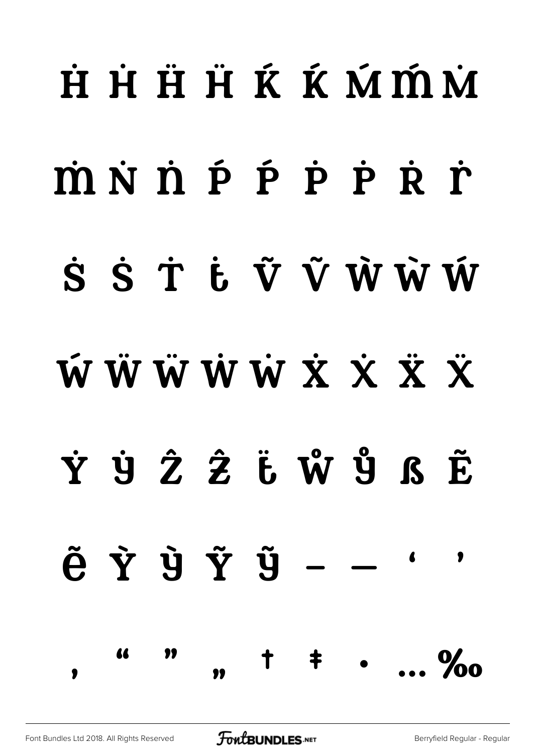Ḣ Ḣ Ḧ Ḧ Ḱ Ḱ Ḿ ḿ Ṁ

ṁ Ṅ ṅ Ṕ Ṕ Ṗ Ṗ Ṙ ṙ

Ṡ Ṡ Ṫ ṫ Ṽ Ṽ Ẁ Ẁ Ẃ

Ẃ Ẅ Ẅ Ẇ Ẇ Ẋ Ẋ Ẍ Ẍ

Ẏ ẏ Ẑ ẑ ẗ ẘ ẙ ẞ Ẽ

ẽ Ỳ ỳ Ỹ ỹ – — ‘ ’

‚ “ ” „ † ‡ • … ‰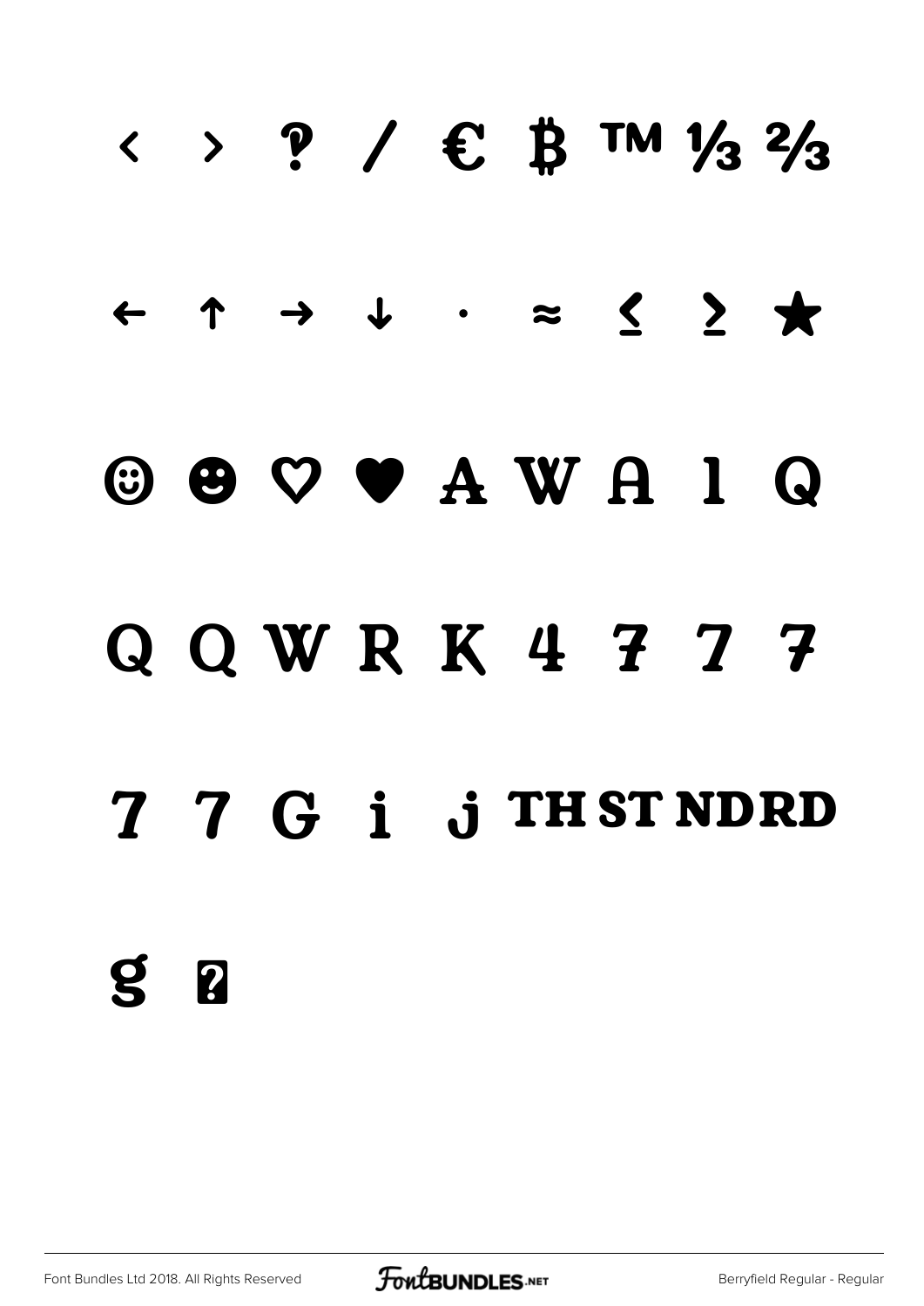< › ? / € ₿ ™ ⅓ ⅔

← ↑ → ↓ · ≈ ≤ ≥ ★

☺ ☻ ♡ ♥ A W A l Q

Q Q W R K 4 7 7 7

7 7 G i j TH ST ND RD

g ?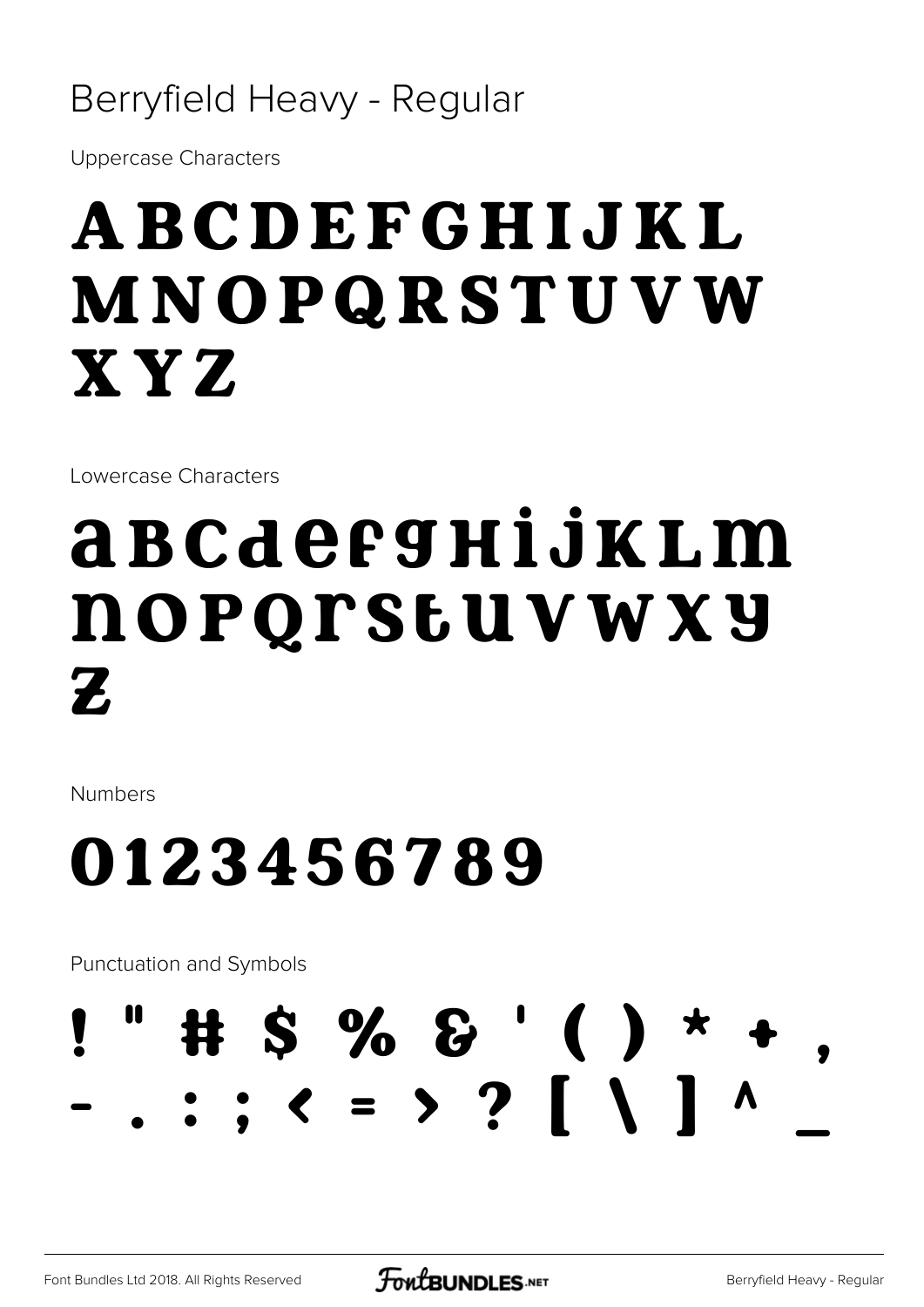# Berryfield Heavy - Regular

Uppercase Characters

## ABCDEFGHIJKL MNOPQRSTUVW XYZ

Lowercase Characters

## abcdefghijklm nopqrstuvwxy z

Numbers

## 0123456789

Punctuation and Symbols

## ! " # $ % & ' ( ) * + , - . : ; < = > ? [ \ ] ^ _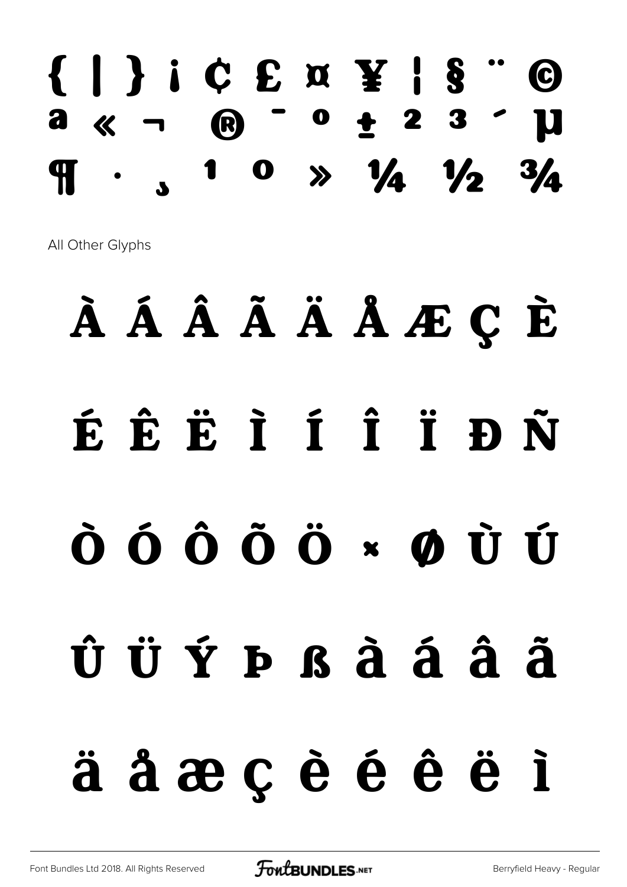{ | } ¡ ¢ £ ¤ ¥ ¦ § ¨ ©
ª « ¬ ® ¯ ° ± ² ³ ´ µ
¶ · ¸ ¹ º » ¼ ½ ¾

All Other Glyphs

À Á Â Ã Ä Å Æ Ç È

É Ê Ë Ì Í Î Ï Ð Ñ

Ò Ó Ô Õ Ö × Ø Ù Ú

Û Ü Ý Þ ß à á â ã

ä å æ ç è é ê ë ì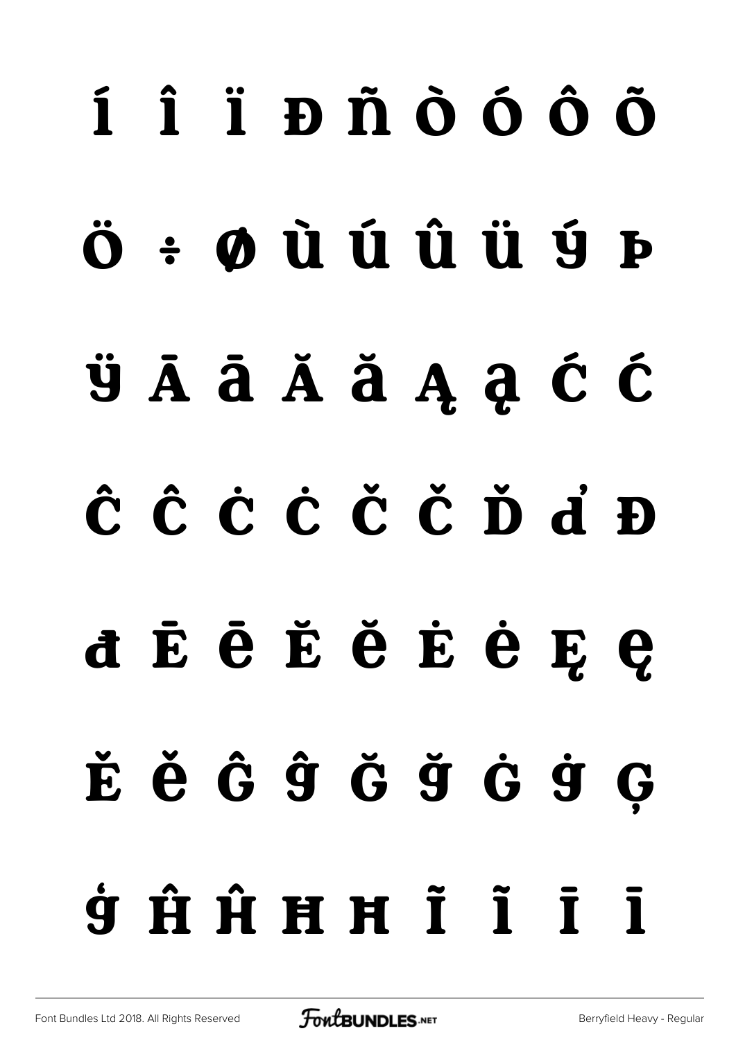Í Î Ï Ð Ñ Ò Ó Ô Õ

Ö ÷ Ø Ù Ú Û Ü Ý Þ

ÿ Ā ā Ă ă Ą ą Ć ć

Ĉ ĉ Ċ ċ Č č Ď ď Đ

đ Ē ē Ĕ ĕ Ė ė Ę ę

Ě ě Ĝ ĝ Ğ ğ Ġ ġ Ģ

ģ Ĥ ĥ Ħ ħ Ĩ ĩ Ī ī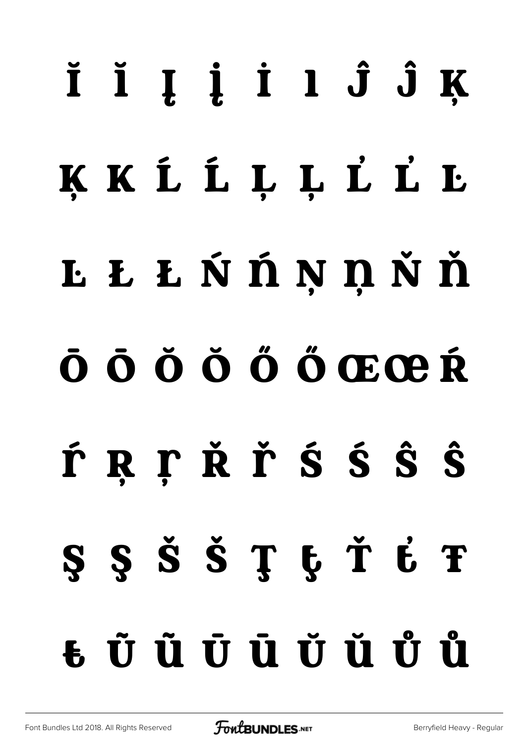Ĭ Ĭ Į Į İ I Ĵ Ĵ Ķ

Ķ K Ĺ Ĺ Ļ Ļ Ľ Ľ Ŀ

Ŀ Ł Ł Ń Ń Ņ Ņ Ň Ň

Ō Ō Ŏ Ŏ Ő Ő Œ Œ Ŕ

Ŕ Ŗ Ŗ Ř Ř Ś Ś Ŝ Ŝ

Ş Ş Š Š Ţ Ţ Ť Ť Ŧ

Ŧ Ũ Ũ Ū Ū Ŭ Ŭ Ů Ů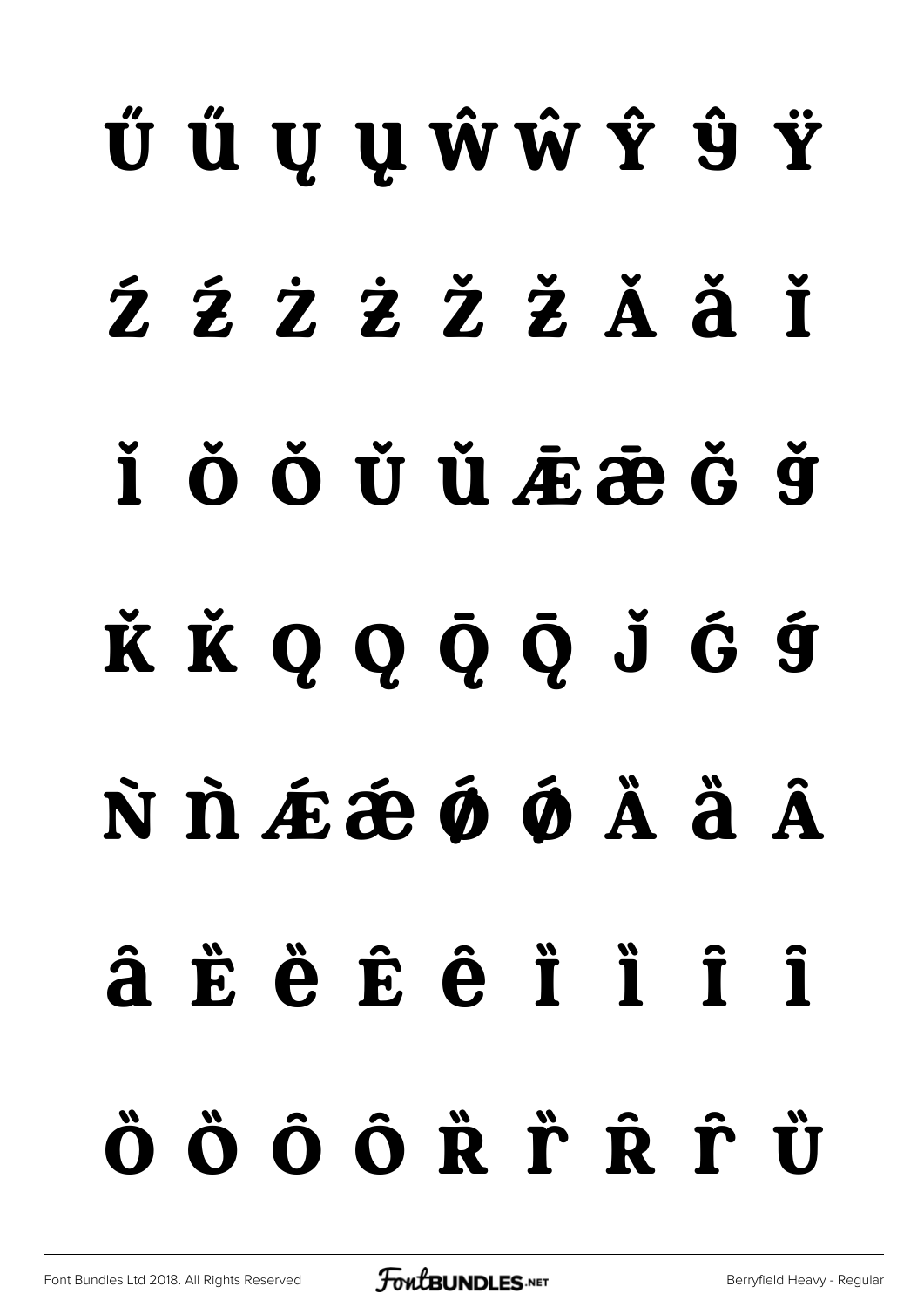Ű ű Ų ų Ŵ ŵ Ŷ ŷ Ÿ

Ź ź Ż ż Ž ž Ǎ ǎ Ǐ

ǐ Ǒ ǒ Ǔ ǔ Ǣ ǣ Ǧ ǧ

Ǩ ǩ Ǫ ǫ Ǭ ǭ ǰ Ǵ ǵ

Ǹ ǹ Ǽ ǽ Ǿ ǿ Ȁ ȁ Ȃ

ȃ Ȅ ȅ Ȇ ȇ Ȉ ȉ Ȋ ȋ

Ȍ ȍ Ȏ ȏ Ȑ ȑ Ȓ ȓ Ȕ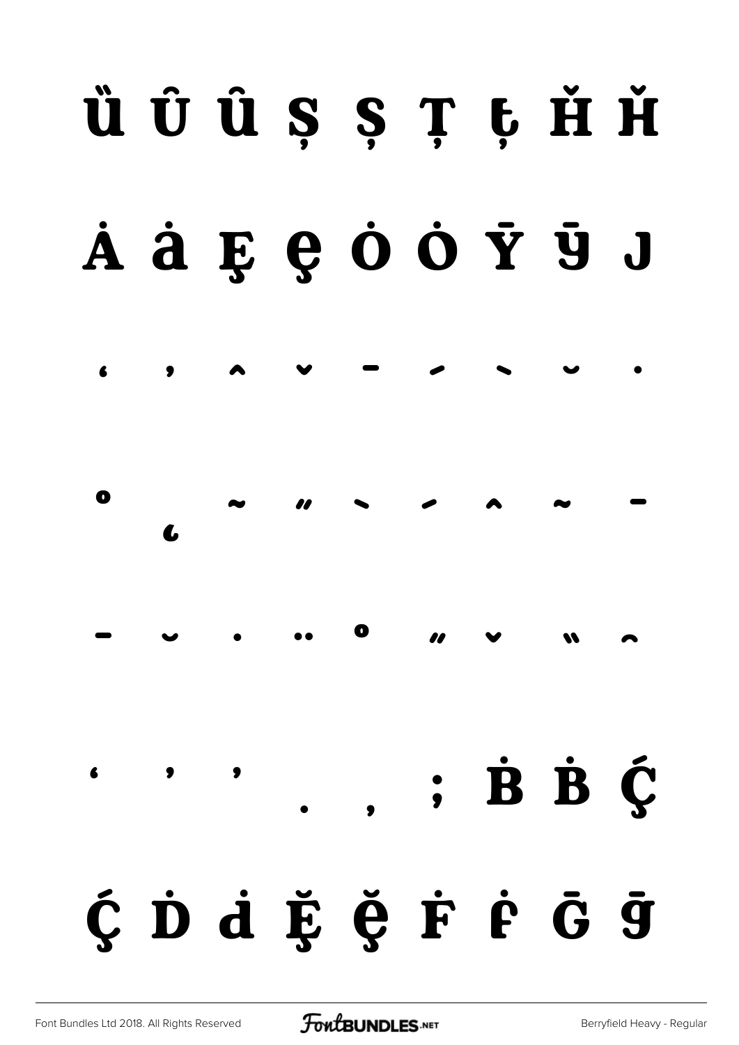Ȕ Û Û Ș Ș Ț Ţ Ȟ Ȟ

Ȧ ȧ Ȩ ȩ Ȯ Ȯ Ȳ ȳ J

ʻ ʼ ˆ ˇ ˉ ˊ ˋ ˘ ˙

˚ ˛ ˜ ˝ ̀ ́ ̂ ̃ ̄

̄ ̆ ̇ ̈ ̊ ̋ ̌ ̏ ̑

ʻ ʼ ʼ . , ; Ḃ Ḃ Ḉ

ḉ Ḋ ḋ Ḝ ḝ Ḟ ḟ Ḡ ḡ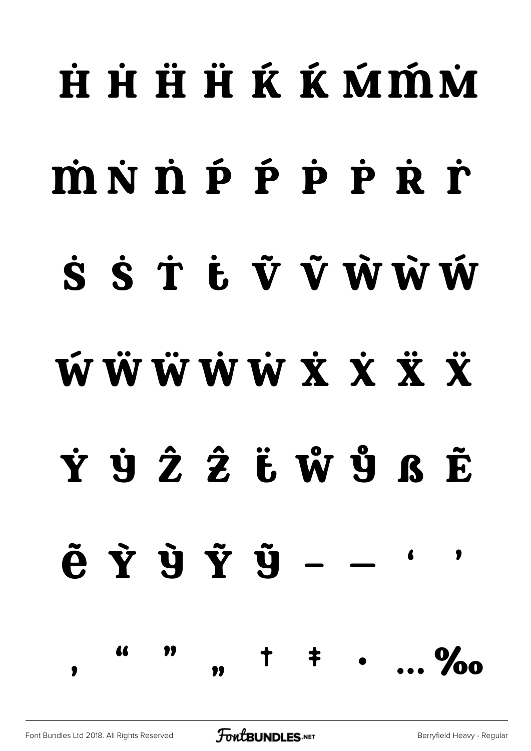Ḣ Ḣ Ḧ Ḧ Ḱ Ḱ Ḿ ḿ Ṁ

ṁ Ṅ ṅ Ṕ Ṕ Ṗ Ṗ Ṙ ṙ

Ṡ Ṡ Ṫ ẗ Ṽ Ṽ Ẁ Ẁ Ẃ

Ẃ Ẅ Ẅ Ẇ Ẇ Ẋ Ẋ Ẍ Ẍ

Ẏ ẏ Ẑ ẑ ẗ ẘ ẙ ẞ Ẽ

ẽ Ỳ ỳ Ỹ ỹ – — ‘ ’

‚ “ ” „ † ‡ • … ‰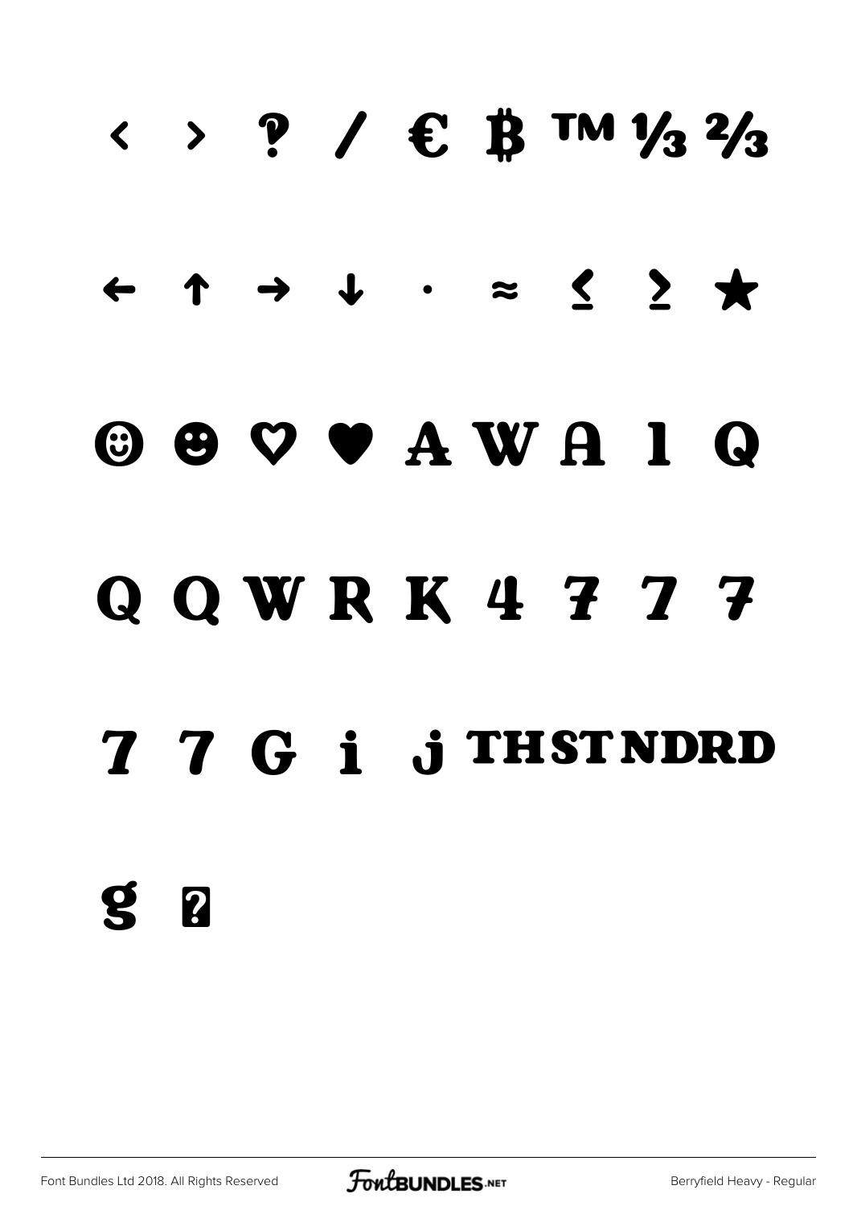< > ? / € ฿ ™ ⅓ ⅔

← ↑ → ↓ · ≈ ≤ ≥ ★

☺ ☻ ♡ ♥ A W A l Q

Q Q W R K 4 7 7 7

7 7 G i j TH ST ND RD

g ?